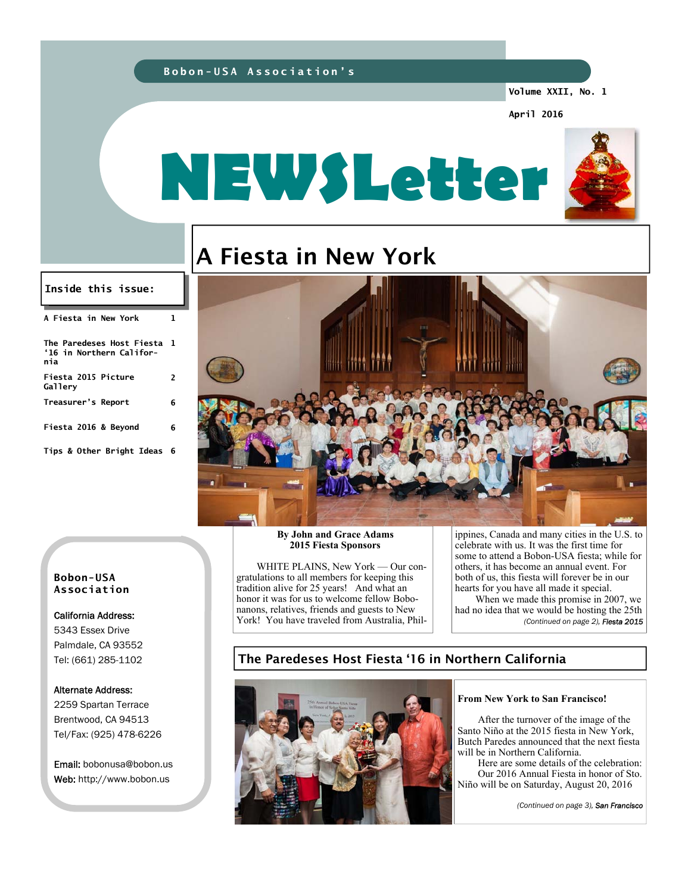Bobon-USA Association's

Volume XXII, No. 1

April 2016

# NEWSLetter

## Inside this issue:

| | |
|---|---|
| A Fiesta in New York | 1 |
| The Paredeses Host Fiesta '16 in Northern California | 1 |
| Fiesta 2015 Picture Gallery | 2 |
| Treasurer's Report | 6 |
| Fiesta 2016 & Beyond | 6 |
| Tips & Other Bright Ideas | 6 |

**Bobon-USA Association**

California Address:
5343 Essex Drive
Palmdale, CA 93552
Tel: (661) 285-1102

Alternate Address:
2259 Spartan Terrace
Brentwood, CA 94513
Tel/Fax: (925) 478-6226

Email: bobonusa@bobon.us
Web: http://www.bobon.us

## A Fiesta in New York

**By John and Grace Adams**
**2015 Fiesta Sponsors**

WHITE PLAINS, New York — Our congratulations to all members for keeping this tradition alive for 25 years! And what an honor it was for us to welcome fellow Bobonanons, relatives, friends and guests to New York! You have traveled from Australia, Philippines, Canada and many cities in the U.S. to celebrate with us. It was the first time for some to attend a Bobon-USA fiesta; while for others, it has become an annual event. For both of us, this fiesta will forever be in our hearts for you have all made it special.

When we made this promise in 2007, we had no idea that we would be hosting the 25th

*(Continued on page 2), **Fiesta 2015***

## The Paredeses Host Fiesta '16 in Northern California

**From New York to San Francisco!**

After the turnover of the image of the Santo Niño at the 2015 fiesta in New York, Butch Paredes announced that the next fiesta will be in Northern California.

Here are some details of the celebration: Our 2016 Annual Fiesta in honor of Sto. Niño will be on Saturday, August 20, 2016

*(Continued on page 3), **San Francisco***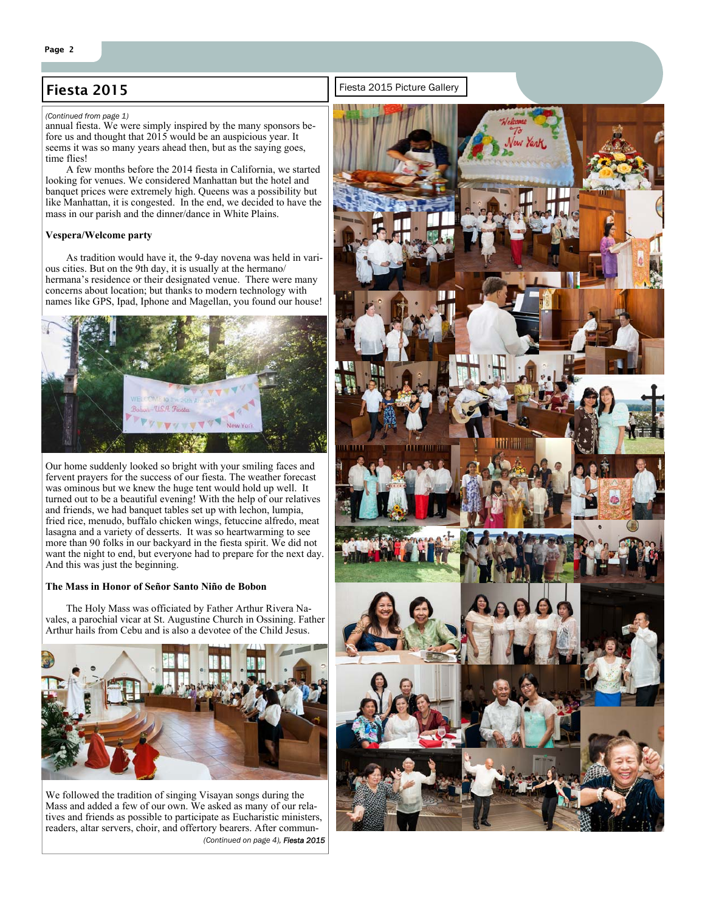## Fiesta 2015

*(Continued from page 1)*

annual fiesta. We were simply inspired by the many sponsors before us and thought that 2015 would be an auspicious year. It seems it was so many years ahead then, but as the saying goes, time flies!

A few months before the 2014 fiesta in California, we started looking for venues. We considered Manhattan but the hotel and banquet prices were extremely high. Queens was a possibility but like Manhattan, it is congested. In the end, we decided to have the mass in our parish and the dinner/dance in White Plains.

**Vespera/Welcome party**

As tradition would have it, the 9-day novena was held in various cities. But on the 9th day, it is usually at the hermano/hermana's residence or their designated venue. There were many concerns about location; but thanks to modern technology with names like GPS, Ipad, Iphone and Magellan, you found our house!

Our home suddenly looked so bright with your smiling faces and fervent prayers for the success of our fiesta. The weather forecast was ominous but we knew the huge tent would hold up well. It turned out to be a beautiful evening! With the help of our relatives and friends, we had banquet tables set up with lechon, lumpia, fried rice, menudo, buffalo chicken wings, fetuccine alfredo, meat lasagna and a variety of desserts. It was so heartwarming to see more than 90 folks in our backyard in the fiesta spirit. We did not want the night to end, but everyone had to prepare for the next day. And this was just the beginning.

**The Mass in Honor of Señor Santo Niño de Bobon**

The Holy Mass was officiated by Father Arthur Rivera Navales, a parochial vicar at St. Augustine Church in Ossining. Father Arthur hails from Cebu and is also a devotee of the Child Jesus.

We followed the tradition of singing Visayan songs during the Mass and added a few of our own. We asked as many of our relatives and friends as possible to participate as Eucharistic ministers, readers, altar servers, choir, and offertory bearers. After commun-

*(Continued on page 4), **Fiesta 2015***

Fiesta 2015 Picture Gallery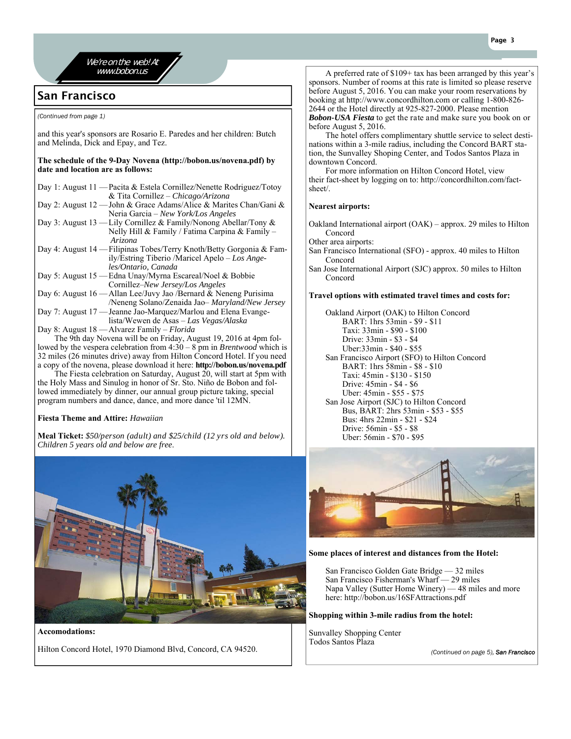We're on the web! At www.bobon.us

## San Francisco

*(Continued from page 1)*

and this year's sponsors are Rosario E. Paredes and her children: Butch and Melinda, Dick and Epay, and Tez.

**The schedule of the 9-Day Novena (http://bobon.us/novena.pdf) by date and location are as follows:**

Day 1: August 11 — Pacita & Estela Cornillez/Nenette Rodriguez/Totoy & Tita Cornillez – *Chicago/Arizona*
Day 2: August 12 — John & Grace Adams/Alice & Marites Chan/Gani & Neria Garcia – *New York/Los Angeles*
Day 3: August 13 — Lily Cornillez & Family/Nonong Abellar/Tony & Nelly Hill & Family / Fatima Carpina & Family – *Arizona*
Day 4: August 14 — Filipinas Tobes/Terry Knoth/Betty Gorgonia & Family/Estring Tiberio /Maricel Apelo – *Los Angeles/Ontario, Canada*
Day 5: August 15 — Edna Unay/Myrna Escareal/Noel & Bobbie Cornillez–*New Jersey/Los Angeles*
Day 6: August 16 — Allan Lee/Juvy Jao /Bernard & Neneng Purisima /Neneng Solano/Zenaida Jao– *Maryland/New Jersey*
Day 7: August 17 — Jeanne Jao-Marquez/Marlou and Elena Evangelista/Wewen de Asas – *Las Vegas/Alaska*
Day 8: August 18 — Alvarez Family – *Florida*

The 9th day Novena will be on Friday, August 19, 2016 at 4pm followed by the vespera celebration from 4:30 – 8 pm in *Brentwood* which is 32 miles (26 minutes drive) away from Hilton Concord Hotel. If you need a copy of the novena, please download it here: **http://bobon.us/novena.pdf**

The Fiesta celebration on Saturday, August 20, will start at 5pm with the Holy Mass and Sinulog in honor of Sr. Sto. Niño de Bobon and followed immediately by dinner, our annual group picture taking, special program numbers and dance, dance, and more dance 'til 12MN.

**Fiesta Theme and Attire:** *Hawaiian*

**Meal Ticket:** *$50/person (adult) and $25/child (12 yrs old and below). Children 5 years old and below are free.*

**Accomodations:**

Hilton Concord Hotel, 1970 Diamond Blvd, Concord, CA 94520.

A preferred rate of $109+ tax has been arranged by this year's sponsors. Number of rooms at this rate is limited so please reserve before August 5, 2016. You can make your room reservations by booking at http://www.concordhilton.com or calling 1-800-826-2644 or the Hotel directly at 925-827-2000. Please mention ***Bobon-USA Fiesta*** to get the rate and make sure you book on or before August 5, 2016.

The hotel offers complimentary shuttle service to select destinations within a 3-mile radius, including the Concord BART station, the Sunvalley Shoping Center, and Todos Santos Plaza in downtown Concord.

For more information on Hilton Concord Hotel, view their fact-sheet by logging on to: http://concordhilton.com/fact-sheet/.

**Nearest airports:**

Oakland International airport (OAK) – approx. 29 miles to Hilton Concord
Other area airports:
San Francisco International (SFO) - approx. 40 miles to Hilton Concord
San Jose International Airport (SJC) approx. 50 miles to Hilton Concord

**Travel options with estimated travel times and costs for:**

Oakland Airport (OAK) to Hilton Concord
- BART: 1hrs 53min - $9 - $11
- Taxi: 33min - $90 - $100
- Drive: 33min - $3 - $4
- Uber:33min - $40 - $55

San Francisco Airport (SFO) to Hilton Concord
- BART: 1hrs 58min - $8 - $10
- Taxi: 45min - $130 - $150
- Drive: 45min - $4 - $6
- Uber: 45min - $55 - $75

San Jose Airport (SJC) to Hilton Concord
- Bus, BART: 2hrs 53min - $53 - $55
- Bus: 4hrs 22min - $21 - $24
- Drive: 56min - $5 - $8
- Uber: 56min - $70 - $95

**Some places of interest and distances from the Hotel:**

San Francisco Golden Gate Bridge — 32 miles
San Francisco Fisherman's Wharf — 29 miles
Napa Valley (Sutter Home Winery) — 48 miles and more here: http://bobon.us/16SFAttractions.pdf

**Shopping within 3-mile radius from the hotel:**

Sunvalley Shopping Center
Todos Santos Plaza

*(Continued on page 5), San Francisco*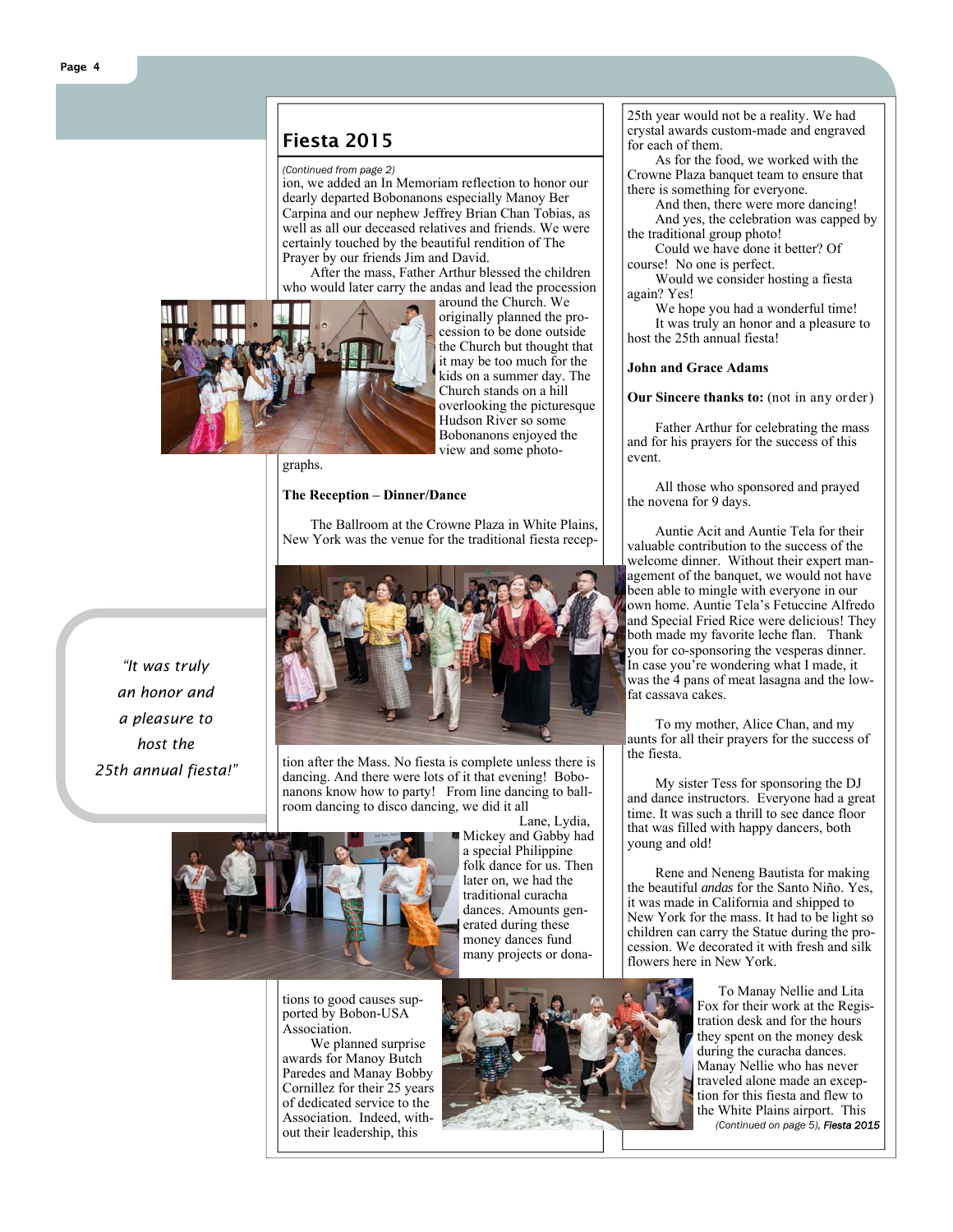## Fiesta 2015

*(Continued from page 2)*

ion, we added an In Memoriam reflection to honor our dearly departed Bobonanons especially Manoy Ber Carpina and our nephew Jeffrey Brian Chan Tobias, as well as all our deceased relatives and friends. We were certainly touched by the beautiful rendition of The Prayer by our friends Jim and David.

After the mass, Father Arthur blessed the children who would later carry the andas and lead the procession around the Church. We originally planned the procession to be done outside the Church but thought that it may be too much for the kids on a summer day. The Church stands on a hill overlooking the picturesque Hudson River so some Bobonanons enjoyed the view and some photographs.

**The Reception – Dinner/Dance**

The Ballroom at the Crowne Plaza in White Plains, New York was the venue for the traditional fiesta reception after the Mass. No fiesta is complete unless there is dancing. And there were lots of it that evening! Bobonanons know how to party! From line dancing to ballroom dancing to disco dancing, we did it all

Lane, Lydia, Mickey and Gabby had a special Philippine folk dance for us. Then later on, we had the traditional curacha dances. Amounts generated during these money dances fund many projects or donations to good causes supported by Bobon-USA Association.

We planned surprise awards for Manoy Butch Paredes and Manay Bobby Cornillez for their 25 years of dedicated service to the Association. Indeed, without their leadership, this 25th year would not be a reality. We had crystal awards custom-made and engraved for each of them.

As for the food, we worked with the Crowne Plaza banquet team to ensure that there is something for everyone.

And then, there were more dancing!

And yes, the celebration was capped by the traditional group photo!

Could we have done it better? Of course! No one is perfect.

Would we consider hosting a fiesta again? Yes!

We hope you had a wonderful time!

It was truly an honor and a pleasure to host the 25th annual fiesta!

**John and Grace Adams**

*"It was truly an honor and a pleasure to host the 25th annual fiesta!"*

**Our Sincere thanks to:** (not in any order)

Father Arthur for celebrating the mass and for his prayers for the success of this event.

All those who sponsored and prayed the novena for 9 days.

Auntie Acit and Auntie Tela for their valuable contribution to the success of the welcome dinner. Without their expert management of the banquet, we would not have been able to mingle with everyone in our own home. Auntie Tela's Fetuccine Alfredo and Special Fried Rice were delicious! They both made my favorite leche flan. Thank you for co-sponsoring the vesperas dinner. In case you're wondering what I made, it was the 4 pans of meat lasagna and the low-fat cassava cakes.

To my mother, Alice Chan, and my aunts for all their prayers for the success of the fiesta.

My sister Tess for sponsoring the DJ and dance instructors. Everyone had a great time. It was such a thrill to see dance floor that was filled with happy dancers, both young and old!

Rene and Neneng Bautista for making the beautiful *andas* for the Santo Niño. Yes, it was made in California and shipped to New York for the mass. It had to be light so children can carry the Statue during the procession. We decorated it with fresh and silk flowers here in New York.

To Manay Nellie and Lita Fox for their work at the Registration desk and for the hours they spent on the money desk during the curacha dances. Manay Nellie who has never traveled alone made an exception for this fiesta and flew to the White Plains airport. This

*(Continued on page 5), **Fiesta 2015***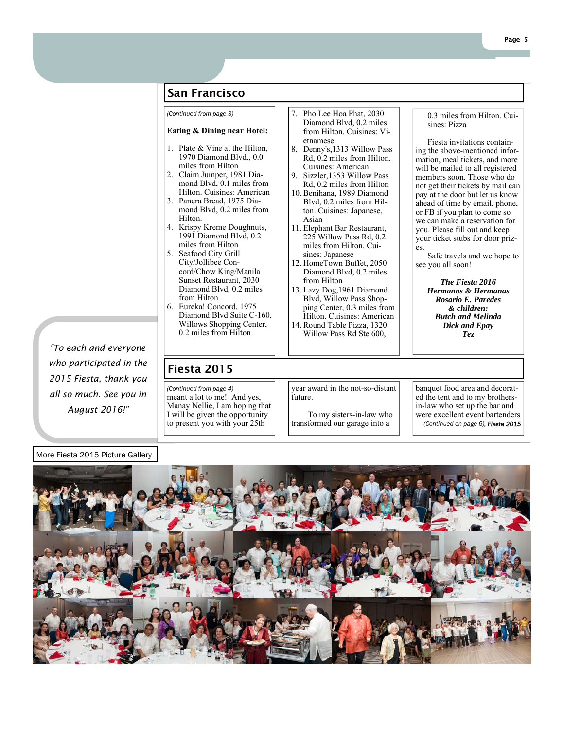## San Francisco

*(Continued from page 3)*

**Eating & Dining near Hotel:**

1. Plate & Vine at the Hilton, 1970 Diamond Blvd., 0.0 miles from Hilton
2. Claim Jumper, 1981 Diamond Blvd, 0.1 miles from Hilton. Cuisines: American
3. Panera Bread, 1975 Diamond Blvd, 0.2 miles from Hilton.
4. Krispy Kreme Doughnuts, 1991 Diamond Blvd, 0.2 miles from Hilton
5. Seafood City Grill City/Jollibee Concord/Chow King/Manila Sunset Restaurant, 2030 Diamond Blvd, 0.2 miles from Hilton
6. Eureka! Concord, 1975 Diamond Blvd Suite C-160, Willows Shopping Center, 0.2 miles from Hilton
7. Pho Lee Hoa Phat, 2030 Diamond Blvd, 0.2 miles from Hilton. Cuisines: Vietnamese
8. Denny's,1313 Willow Pass Rd, 0.2 miles from Hilton. Cuisines: American
9. Sizzler,1353 Willow Pass Rd, 0.2 miles from Hilton
10. Benihana, 1989 Diamond Blvd, 0.2 miles from Hilton. Cuisines: Japanese, Asian
11. Elephant Bar Restaurant, 225 Willow Pass Rd, 0.2 miles from Hilton. Cuisines: Japanese
12. HomeTown Buffet, 2050 Diamond Blvd, 0.2 miles from Hilton
13. Lazy Dog,1961 Diamond Blvd, Willow Pass Shopping Center, 0.3 miles from Hilton. Cuisines: American
14. Round Table Pizza, 1320 Willow Pass Rd Ste 600, 0.3 miles from Hilton. Cuisines: Pizza

Fiesta invitations containing the above-mentioned information, meal tickets, and more will be mailed to all registered members soon. Those who do not get their tickets by mail can pay at the door but let us know ahead of time by email, phone, or FB if you plan to come so we can make a reservation for you. Please fill out and keep your ticket stubs for door prizes.

Safe travels and we hope to see you all soon!

***The Fiesta 2016***
***Hermanos & Hermanas***
***Rosario E. Paredes***
***& children:***
***Butch and Melinda***
***Dick and Epay***
***Tez***

*"To each and everyone who participated in the 2015 Fiesta, thank you all so much. See you in August 2016!"*

## Fiesta 2015

*(Continued from page 4)*
meant a lot to me! And yes, Manay Nellie, I am hoping that I will be given the opportunity to present you with your 25th year award in the not-so-distant future.

To my sisters-in-law who transformed our garage into a banquet food area and decorated the tent and to my brothers-in-law who set up the bar and were excellent event bartenders *(Continued on page 6), Fiesta 2015*

More Fiesta 2015 Picture Gallery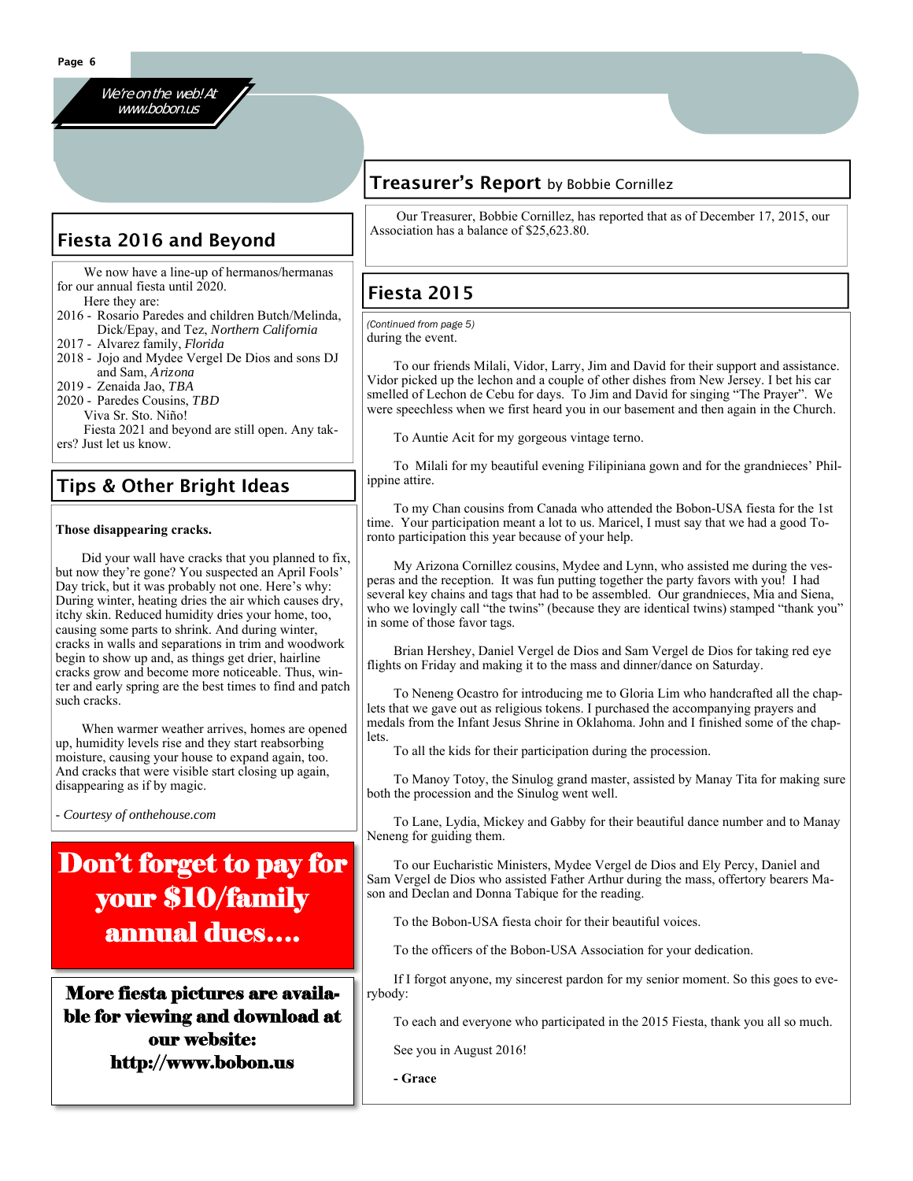We're on the web! At www.bobon.us

## Fiesta 2016 and Beyond

We now have a line-up of hermanos/hermanas for our annual fiesta until 2020.

Here they are:

- 2016 - Rosario Paredes and children Butch/Melinda, Dick/Epay, and Tez, *Northern California*
- 2017 - Alvarez family, *Florida*
- 2018 - Jojo and Mydee Vergel De Dios and sons DJ and Sam, *Arizona*
- 2019 - Zenaida Jao, *TBA*
- 2020 - Paredes Cousins, *TBD*

Viva Sr. Sto. Niño!

Fiesta 2021 and beyond are still open. Any takers? Just let us know.

## Tips & Other Bright Ideas

**Those disappearing cracks.**

Did your wall have cracks that you planned to fix, but now they're gone? You suspected an April Fools' Day trick, but it was probably not one. Here's why: During winter, heating dries the air which causes dry, itchy skin. Reduced humidity dries your home, too, causing some parts to shrink. And during winter, cracks in walls and separations in trim and woodwork begin to show up and, as things get drier, hairline cracks grow and become more noticeable. Thus, winter and early spring are the best times to find and patch such cracks.

When warmer weather arrives, homes are opened up, humidity levels rise and they start reabsorbing moisture, causing your house to expand again, too. And cracks that were visible start closing up again, disappearing as if by magic.

- *Courtesy of onthehouse.com*

**Don't forget to pay for your $10/family annual dues….**

**More fiesta pictures are available for viewing and download at our website: http://www.bobon.us**

## Treasurer's Report by Bobbie Cornillez

Our Treasurer, Bobbie Cornillez, has reported that as of December 17, 2015, our Association has a balance of $25,623.80.

## Fiesta 2015

*(Continued from page 5)*

during the event.

To our friends Milali, Vidor, Larry, Jim and David for their support and assistance. Vidor picked up the lechon and a couple of other dishes from New Jersey. I bet his car smelled of Lechon de Cebu for days. To Jim and David for singing "The Prayer". We were speechless when we first heard you in our basement and then again in the Church.

To Auntie Acit for my gorgeous vintage terno.

To Milali for my beautiful evening Filipiniana gown and for the grandnieces' Philippine attire.

To my Chan cousins from Canada who attended the Bobon-USA fiesta for the 1st time. Your participation meant a lot to us. Maricel, I must say that we had a good Toronto participation this year because of your help.

My Arizona Cornillez cousins, Mydee and Lynn, who assisted me during the vesperas and the reception. It was fun putting together the party favors with you! I had several key chains and tags that had to be assembled. Our grandnieces, Mia and Siena, who we lovingly call "the twins" (because they are identical twins) stamped "thank you" in some of those favor tags.

Brian Hershey, Daniel Vergel de Dios and Sam Vergel de Dios for taking red eye flights on Friday and making it to the mass and dinner/dance on Saturday.

To Neneng Ocastro for introducing me to Gloria Lim who handcrafted all the chaplets that we gave out as religious tokens. I purchased the accompanying prayers and medals from the Infant Jesus Shrine in Oklahoma. John and I finished some of the chaplets.

To all the kids for their participation during the procession.

To Manoy Totoy, the Sinulog grand master, assisted by Manay Tita for making sure both the procession and the Sinulog went well.

To Lane, Lydia, Mickey and Gabby for their beautiful dance number and to Manay Neneng for guiding them.

To our Eucharistic Ministers, Mydee Vergel de Dios and Ely Percy, Daniel and Sam Vergel de Dios who assisted Father Arthur during the mass, offertory bearers Mason and Declan and Donna Tabique for the reading.

To the Bobon-USA fiesta choir for their beautiful voices.

To the officers of the Bobon-USA Association for your dedication.

If I forgot anyone, my sincerest pardon for my senior moment. So this goes to everybody:

To each and everyone who participated in the 2015 Fiesta, thank you all so much.

See you in August 2016!

**- Grace**